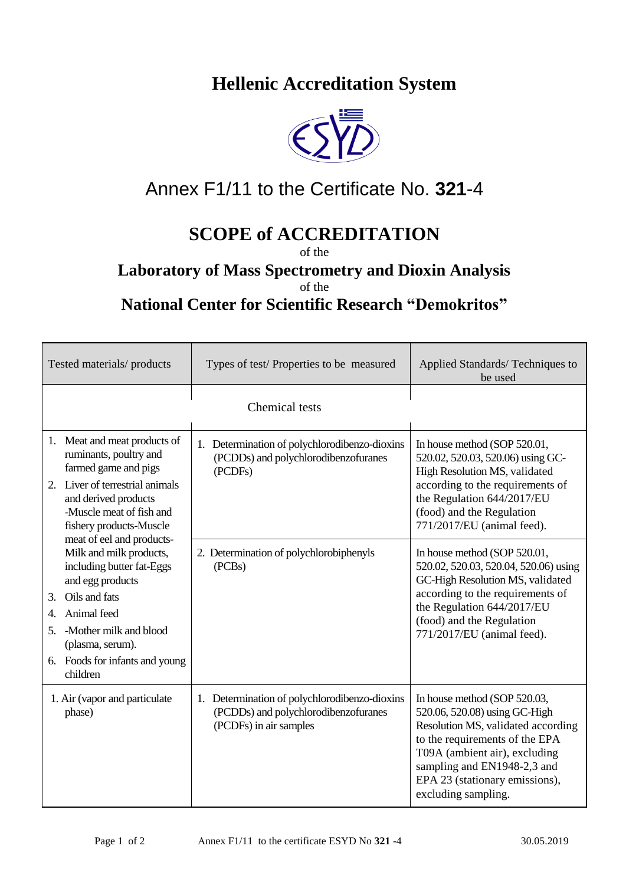# Hellenic Accreditation System

## Annex F1/11 to the Certificate No. **321**-4

# SCOPE of ACCREDITATION

of the

## Laboratory of Mass Spectrometry and Dioxin Analysis

of the

## National Center for Scientific Research "Demokritos"

| Tested materials/ products | Types of test/ Properties to be measured | Applied Standards/ Techniques to be used |
|---|---|---|
| | Chemical tests | |
| 1. Meat and meat products of ruminants, poultry and farmed game and pigs<br>2. Liver of terrestrial animals and derived products -Muscle meat of fish and fishery products-Muscle meat of eel and products-Milk and milk products, including butter fat-Eggs and egg products<br>3. Oils and fats<br>4. Animal feed<br>5. -Mother milk and blood (plasma, serum).<br>6. Foods for infants and young children | 1. Determination of polychlorodibenzo-dioxins (PCDDs) and polychlorodibenzofuranes (PCDFs) | In house method (SOP 520.01, 520.02, 520.03, 520.06) using GC-High Resolution MS, validated according to the requirements of the Regulation 644/2017/EU (food) and the Regulation 771/2017/EU (animal feed). |
| | 2. Determination of polychlorobiphenyls (PCBs) | In house method (SOP 520.01, 520.02, 520.03, 520.04, 520.06) using GC-High Resolution MS, validated according to the requirements of the Regulation 644/2017/EU (food) and the Regulation 771/2017/EU (animal feed). |
| 1. Air (vapor and particulate phase) | 1. Determination of polychlorodibenzo-dioxins (PCDDs) and polychlorodibenzofuranes (PCDFs) in air samples | In house method (SOP 520.03, 520.06, 520.08) using GC-High Resolution MS, validated according to the requirements of the EPA T09A (ambient air), excluding sampling and EN1948-2,3 and EPA 23 (stationary emissions), excluding sampling. |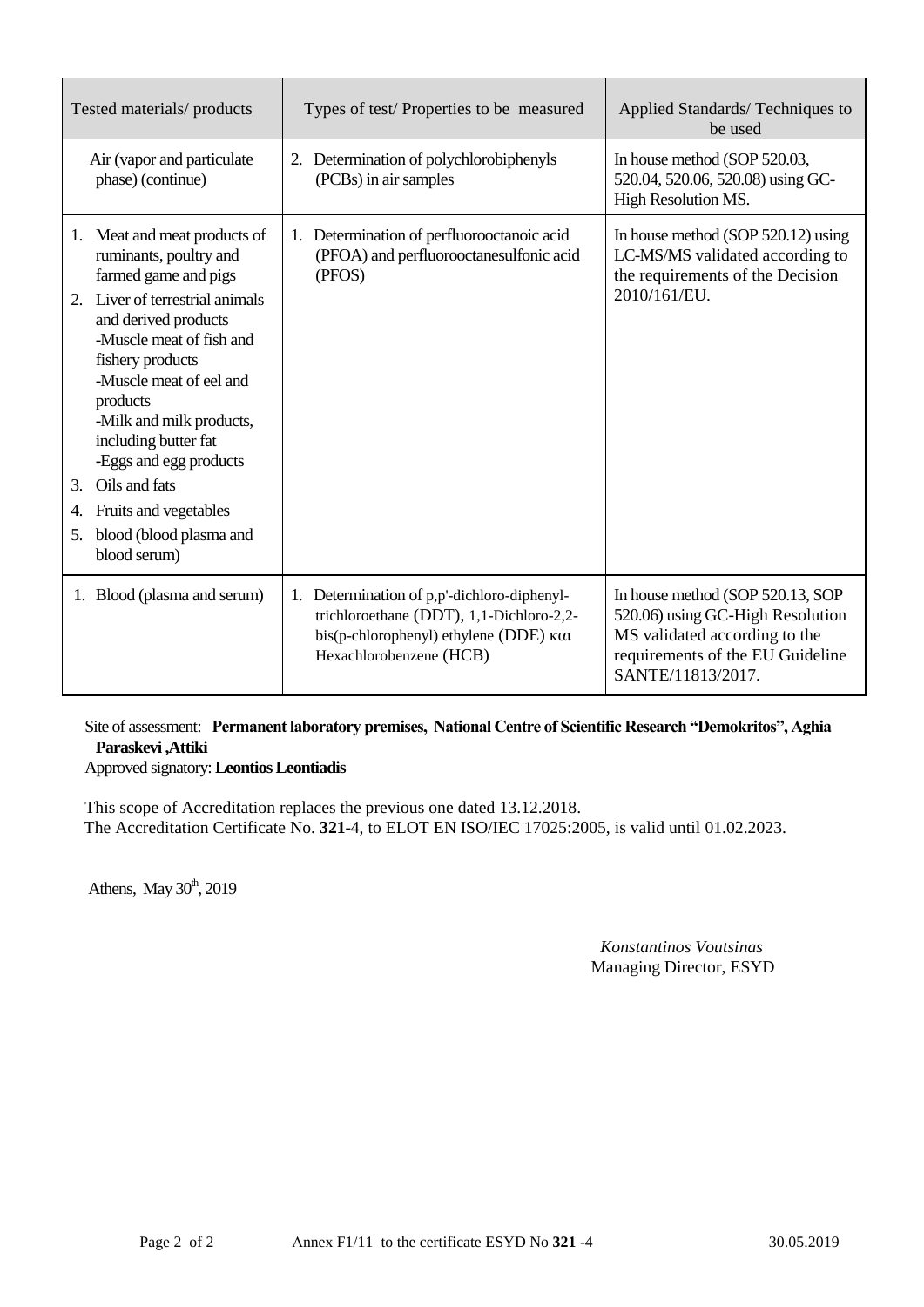| Tested materials/ products | Types of test/ Properties to be measured | Applied Standards/ Techniques to be used |
|---|---|---|
| Air (vapor and particulate phase) (continue) | 2. Determination of polychlorobiphenyls (PCBs) in air samples | In house method (SOP 520.03, 520.04, 520.06, 520.08) using GC-High Resolution MS. |
| 1. Meat and meat products of ruminants, poultry and farmed game and pigs<br>2. Liver of terrestrial animals and derived products<br>-Muscle meat of fish and fishery products<br>-Muscle meat of eel and products<br>-Milk and milk products, including butter fat<br>-Eggs and egg products<br>3. Oils and fats<br>4. Fruits and vegetables<br>5. blood (blood plasma and blood serum) | 1. Determination of perfluorooctanoic acid (PFOA) and perfluorooctanesulfonic acid (PFOS) | In house method (SOP 520.12) using LC-MS/MS validated according to the requirements of the Decision 2010/161/EU. |
| 1. Blood (plasma and serum) | 1. Determination of p,p'-dichloro-diphenyl-trichloroethane (DDT), 1,1-Dichloro-2,2-bis(p-chlorophenyl) ethylene (DDE) και Hexachlorobenzene (HCB) | In house method (SOP 520.13, SOP 520.06) using GC-High Resolution MS validated according to the requirements of the EU Guideline SANTE/11813/2017. |

Site of assessment: **Permanent laboratory premises, National Centre of Scientific Research "Demokritos", Aghia Paraskevi ,Attiki**

Approved signatory: **Leontios Leontiadis**

This scope of Accreditation replaces the previous one dated 13.12.2018.

The Accreditation Certificate No. **321**-4, to ELOT EN ISO/IEC 17025:2005, is valid until 01.02.2023.

Athens, May 30th, 2019

*Konstantinos Voutsinas*

Managing Director, ESYD

Annex F1/11 to the certificate ESYD No **321** -4 30.05.2019